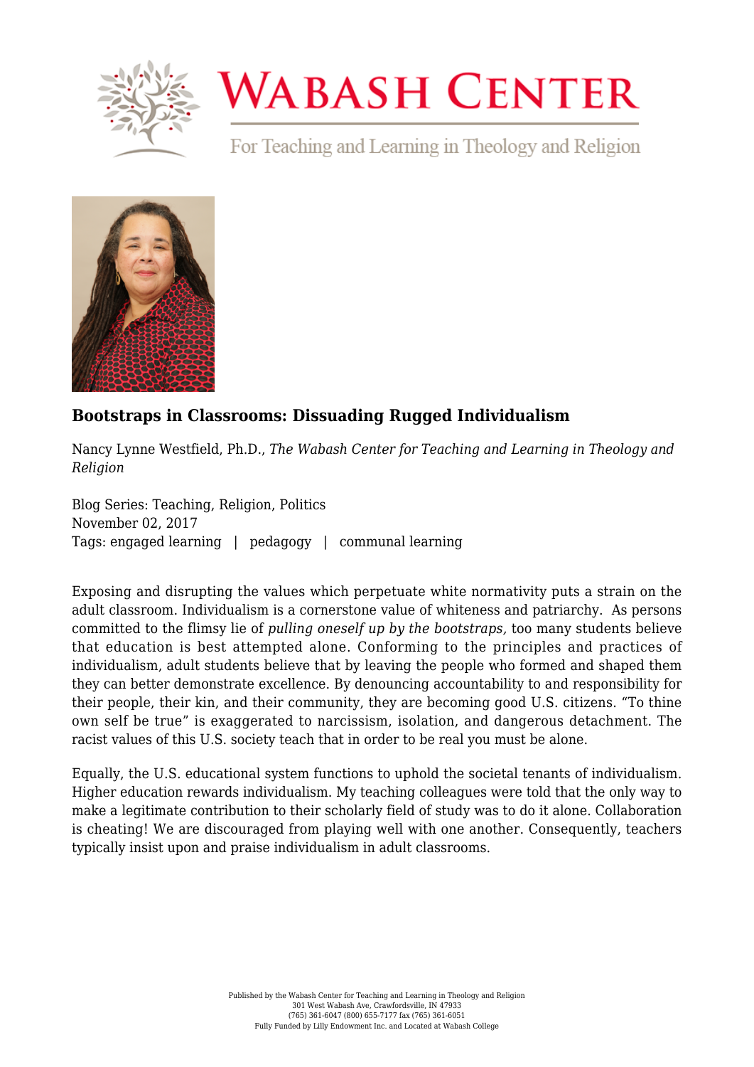# Wabash Center

For Teaching and Learning in Theology and Religion

## Bootstraps in Classrooms: Dissuading Rugged Individualism

Nancy Lynne Westfield, Ph.D., *The Wabash Center for Teaching and Learning in Theology and Religion*

Blog Series: Teaching, Religion, Politics
November 02, 2017
Tags: engaged learning | pedagogy | communal learning

Exposing and disrupting the values which perpetuate white normativity puts a strain on the adult classroom. Individualism is a cornerstone value of whiteness and patriarchy. As persons committed to the flimsy lie of *pulling oneself up by the bootstraps,* too many students believe that education is best attempted alone. Conforming to the principles and practices of individualism, adult students believe that by leaving the people who formed and shaped them they can better demonstrate excellence. By denouncing accountability to and responsibility for their people, their kin, and their community, they are becoming good U.S. citizens. "To thine own self be true" is exaggerated to narcissism, isolation, and dangerous detachment. The racist values of this U.S. society teach that in order to be real you must be alone.

Equally, the U.S. educational system functions to uphold the societal tenants of individualism. Higher education rewards individualism. My teaching colleagues were told that the only way to make a legitimate contribution to their scholarly field of study was to do it alone. Collaboration is cheating! We are discouraged from playing well with one another. Consequently, teachers typically insist upon and praise individualism in adult classrooms.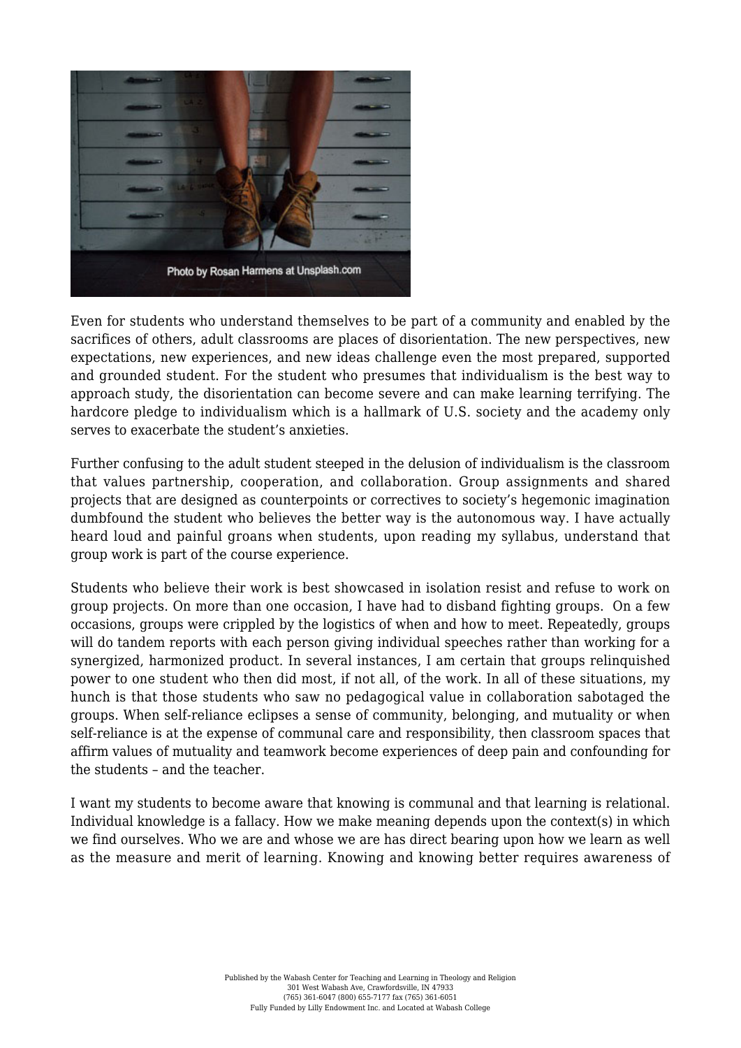Photo by Rosan Harmens at Unsplash.com

Even for students who understand themselves to be part of a community and enabled by the sacrifices of others, adult classrooms are places of disorientation. The new perspectives, new expectations, new experiences, and new ideas challenge even the most prepared, supported and grounded student. For the student who presumes that individualism is the best way to approach study, the disorientation can become severe and can make learning terrifying. The hardcore pledge to individualism which is a hallmark of U.S. society and the academy only serves to exacerbate the student's anxieties.

Further confusing to the adult student steeped in the delusion of individualism is the classroom that values partnership, cooperation, and collaboration. Group assignments and shared projects that are designed as counterpoints or correctives to society's hegemonic imagination dumbfound the student who believes the better way is the autonomous way. I have actually heard loud and painful groans when students, upon reading my syllabus, understand that group work is part of the course experience.

Students who believe their work is best showcased in isolation resist and refuse to work on group projects. On more than one occasion, I have had to disband fighting groups. On a few occasions, groups were crippled by the logistics of when and how to meet. Repeatedly, groups will do tandem reports with each person giving individual speeches rather than working for a synergized, harmonized product. In several instances, I am certain that groups relinquished power to one student who then did most, if not all, of the work. In all of these situations, my hunch is that those students who saw no pedagogical value in collaboration sabotaged the groups. When self-reliance eclipses a sense of community, belonging, and mutuality or when self-reliance is at the expense of communal care and responsibility, then classroom spaces that affirm values of mutuality and teamwork become experiences of deep pain and confounding for the students – and the teacher.

I want my students to become aware that knowing is communal and that learning is relational. Individual knowledge is a fallacy. How we make meaning depends upon the context(s) in which we find ourselves. Who we are and whose we are has direct bearing upon how we learn as well as the measure and merit of learning. Knowing and knowing better requires awareness of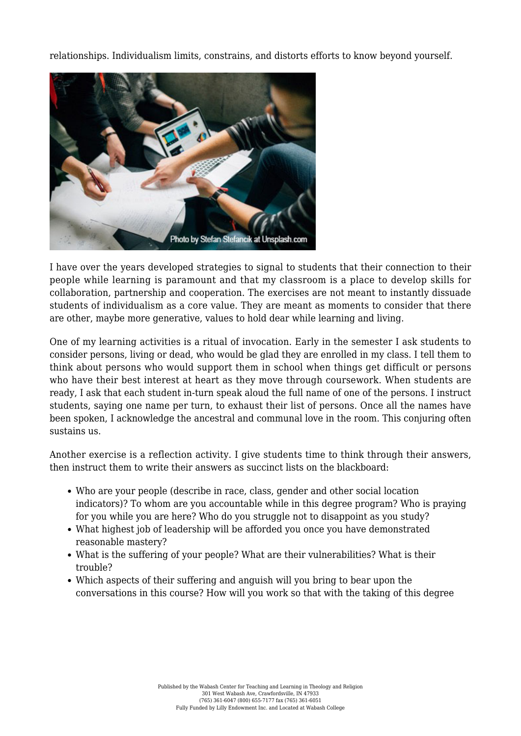relationships. Individualism limits, constrains, and distorts efforts to know beyond yourself.

Photo by Stefan Stefancik at Unsplash.com

I have over the years developed strategies to signal to students that their connection to their people while learning is paramount and that my classroom is a place to develop skills for collaboration, partnership and cooperation. The exercises are not meant to instantly dissuade students of individualism as a core value. They are meant as moments to consider that there are other, maybe more generative, values to hold dear while learning and living.

One of my learning activities is a ritual of invocation. Early in the semester I ask students to consider persons, living or dead, who would be glad they are enrolled in my class. I tell them to think about persons who would support them in school when things get difficult or persons who have their best interest at heart as they move through coursework. When students are ready, I ask that each student in-turn speak aloud the full name of one of the persons. I instruct students, saying one name per turn, to exhaust their list of persons. Once all the names have been spoken, I acknowledge the ancestral and communal love in the room. This conjuring often sustains us.

Another exercise is a reflection activity. I give students time to think through their answers, then instruct them to write their answers as succinct lists on the blackboard:

- Who are your people (describe in race, class, gender and other social location indicators)? To whom are you accountable while in this degree program? Who is praying for you while you are here? Who do you struggle not to disappoint as you study?
- What highest job of leadership will be afforded you once you have demonstrated reasonable mastery?
- What is the suffering of your people? What are their vulnerabilities? What is their trouble?
- Which aspects of their suffering and anguish will you bring to bear upon the conversations in this course? How will you work so that with the taking of this degree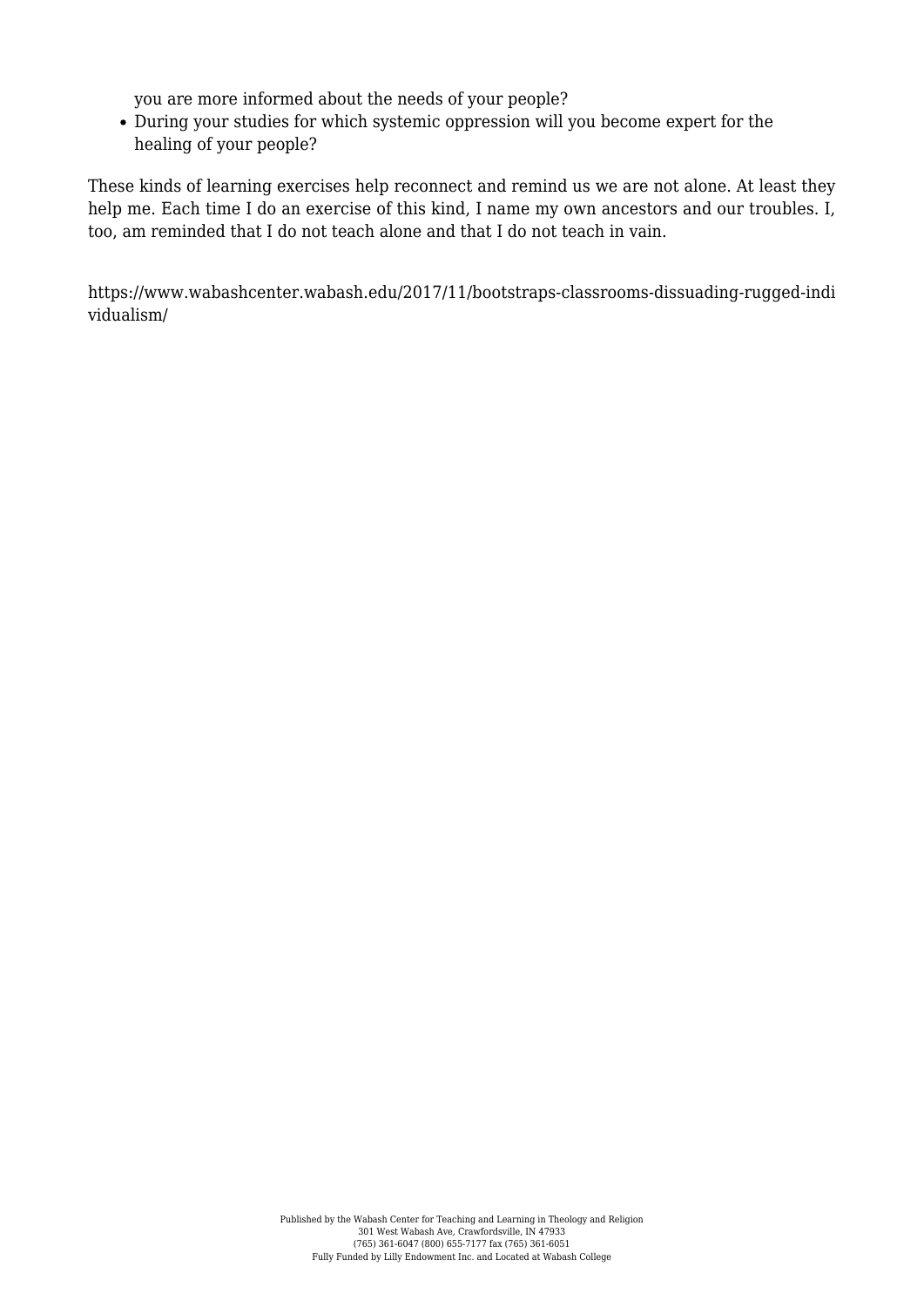you are more informed about the needs of your people?

- During your studies for which systemic oppression will you become expert for the healing of your people?

These kinds of learning exercises help reconnect and remind us we are not alone. At least they help me. Each time I do an exercise of this kind, I name my own ancestors and our troubles. I, too, am reminded that I do not teach alone and that I do not teach in vain.

https://www.wabashcenter.wabash.edu/2017/11/bootstraps-classrooms-dissuading-rugged-individualism/